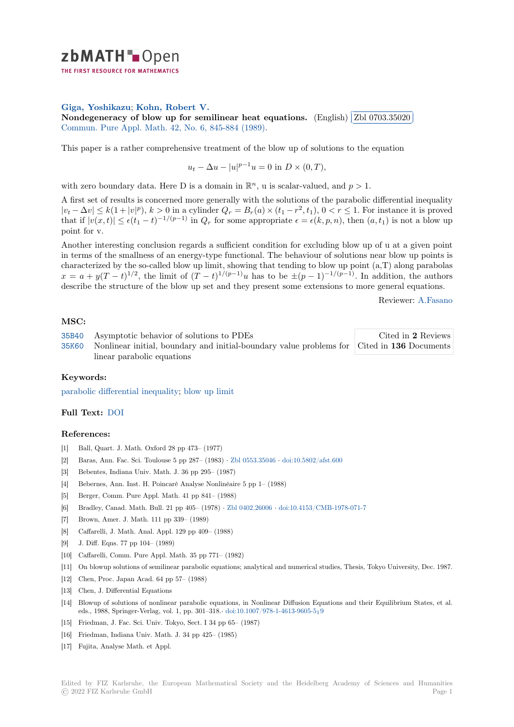**Giga, Yoshikazu**; **Kohn, Robert V.**

**Nondegeneracy of blow up for semilinear heat equations.** (English) Zbl 0703.35020

Commun. Pure Appl. Math. 42, No. 6, 845-884 (1989).

This paper is a rather comprehensive treatment of the blow up of solutions to the equation

$$u_t - \Delta u - |u|^{p-1}u = 0 \text{ in } D \times (0, T),$$

with zero boundary data. Here D is a domain in $\mathbb{R}^n$, u is scalar-valued, and $p > 1$.

A first set of results is concerned more generally with the solutions of the parabolic differential inequality $|v_t - \Delta v| \leq k(1 + |v|^p)$, $k > 0$ in a cylinder $Q_r = B_r(a) \times (t_1 - r^2, t_1)$, $0 < r \leq 1$. For instance it is proved that if $|v(x,t)| \leq \epsilon(t_1 - t)^{-1/(p-1)}$ in $Q_r$ for some appropriate $\epsilon = \epsilon(k, p, n)$, then $(a, t_1)$ is not a blow up point for v.

Another interesting conclusion regards a sufficient condition for excluding blow up of u at a given point in terms of the smallness of an energy-type functional. The behaviour of solutions near blow up points is characterized by the so-called blow up limit, showing that tending to blow up point (a,T) along parabolas $x = a + y(T-t)^{1/2}$, the limit of $(T-t)^{1/(p-1)}u$ has to be $\pm(p-1)^{-1/(p-1)}$. In addition, the authors describe the structure of the blow up set and they present some extensions to more general equations.

Reviewer: A.Fasano

### MSC:

| | | |
|---|---|---|
| 35B40 | Asymptotic behavior of solutions to PDEs | Cited in **2** Reviews |
| 35K60 | Nonlinear initial, boundary and initial-boundary value problems for linear parabolic equations | Cited in **136** Documents |

### Keywords:

parabolic differential inequality; blow up limit

### Full Text:

DOI

### References:

[1] Ball, Quart. J. Math. Oxford 28 pp 473– (1977)

[2] Baras, Ann. Fac. Sci. Toulouse 5 pp 287– (1983) · Zbl 0553.35046 · doi:10.5802/afst.600

[3] Bebentes, Indiana Univ. Math. J. 36 pp 295– (1987)

[4] Bebernes, Ann. Inst. H. Poincaré Analyse Nonlinéaire 5 pp 1– (1988)

[5] Berger, Comm. Pure Appl. Math. 41 pp 841– (1988)

[6] Bradley, Canad. Math. Bull. 21 pp 405– (1978) · Zbl 0402.26006 · doi:10.4153/CMB-1978-071-7

[7] Brown, Amer. J. Math. 111 pp 339– (1989)

[8] Caffarelli, J. Math. Anal. Appl. 129 pp 409– (1988)

[9] J. Diff. Eqns. 77 pp 104– (1989)

[10] Caffarelli, Comm. Pure Appl. Math. 35 pp 771– (1982)

[11] On blowup solutions of semilinear parabolic equations; analytical and numerical studies, Thesis, Tokyo University, Dec. 1987.

[12] Chen, Proc. Japan Acad. 64 pp 57– (1988)

[13] Chen, J. Differential Equations

[14] Blowup of solutions of nonlinear parabolic equations, in Nonlinear Diffusion Equations and their Equilibrium States, et al. eds., 1988, Springer-Verlag, vol. 1, pp. 301–318.· doi:10.1007/978-1-4613-9605-5_19

[15] Friedman, J. Fac. Sci. Univ. Tokyo, Sect. I 34 pp 65– (1987)

[16] Friedman, Indiana Univ. Math. J. 34 pp 425– (1985)

[17] Fujita, Analyse Math. et Appl.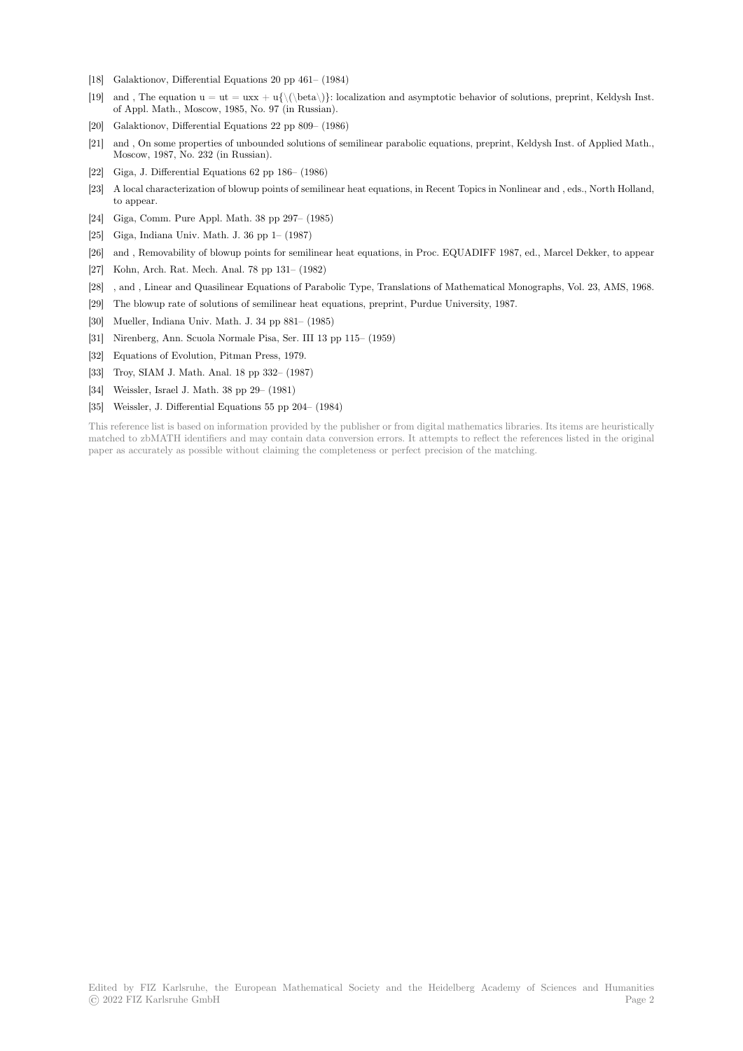[18] Galaktionov, Differential Equations 20 pp 461– (1984)

[19] and , The equation u = ut = uxx + u{\(\beta\)}: localization and asymptotic behavior of solutions, preprint, Keldysh Inst. of Appl. Math., Moscow, 1985, No. 97 (in Russian).

[20] Galaktionov, Differential Equations 22 pp 809– (1986)

[21] and , On some properties of unbounded solutions of semilinear parabolic equations, preprint, Keldysh Inst. of Applied Math., Moscow, 1987, No. 232 (in Russian).

[22] Giga, J. Differential Equations 62 pp 186– (1986)

[23] A local characterization of blowup points of semilinear heat equations, in Recent Topics in Nonlinear and , eds., North Holland, to appear.

[24] Giga, Comm. Pure Appl. Math. 38 pp 297– (1985)

[25] Giga, Indiana Univ. Math. J. 36 pp 1– (1987)

[26] and , Removability of blowup points for semilinear heat equations, in Proc. EQUADIFF 1987, ed., Marcel Dekker, to appear

[27] Kohn, Arch. Rat. Mech. Anal. 78 pp 131– (1982)

[28] , and , Linear and Quasilinear Equations of Parabolic Type, Translations of Mathematical Monographs, Vol. 23, AMS, 1968.

[29] The blowup rate of solutions of semilinear heat equations, preprint, Purdue University, 1987.

[30] Mueller, Indiana Univ. Math. J. 34 pp 881– (1985)

[31] Nirenberg, Ann. Scuola Normale Pisa, Ser. III 13 pp 115– (1959)

[32] Equations of Evolution, Pitman Press, 1979.

[33] Troy, SIAM J. Math. Anal. 18 pp 332– (1987)

[34] Weissler, Israel J. Math. 38 pp 29– (1981)

[35] Weissler, J. Differential Equations 55 pp 204– (1984)

This reference list is based on information provided by the publisher or from digital mathematics libraries. Its items are heuristically matched to zbMATH identifiers and may contain data conversion errors. It attempts to reflect the references listed in the original paper as accurately as possible without claiming the completeness or perfect precision of the matching.